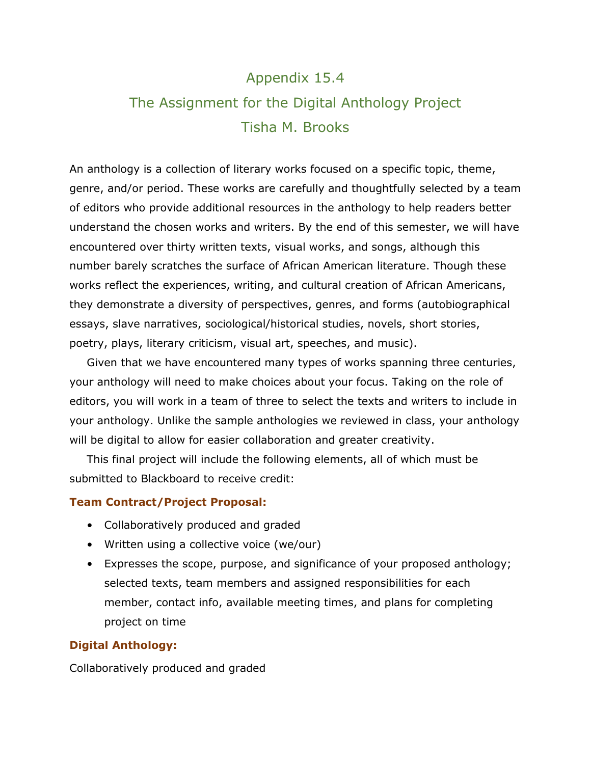# Appendix 15.4

## The Assignment for the Digital Anthology Project

### Tisha M. Brooks

An anthology is a collection of literary works focused on a specific topic, theme, genre, and/or period. These works are carefully and thoughtfully selected by a team of editors who provide additional resources in the anthology to help readers better understand the chosen works and writers. By the end of this semester, we will have encountered over thirty written texts, visual works, and songs, although this number barely scratches the surface of African American literature. Though these works reflect the experiences, writing, and cultural creation of African Americans, they demonstrate a diversity of perspectives, genres, and forms (autobiographical essays, slave narratives, sociological/historical studies, novels, short stories, poetry, plays, literary criticism, visual art, speeches, and music).

Given that we have encountered many types of works spanning three centuries, your anthology will need to make choices about your focus. Taking on the role of editors, you will work in a team of three to select the texts and writers to include in your anthology. Unlike the sample anthologies we reviewed in class, your anthology will be digital to allow for easier collaboration and greater creativity.

This final project will include the following elements, all of which must be submitted to Blackboard to receive credit:

**Team Contract/Project Proposal:**

- Collaboratively produced and graded
- Written using a collective voice (we/our)
- Expresses the scope, purpose, and significance of your proposed anthology; selected texts, team members and assigned responsibilities for each member, contact info, available meeting times, and plans for completing project on time

**Digital Anthology:**

Collaboratively produced and graded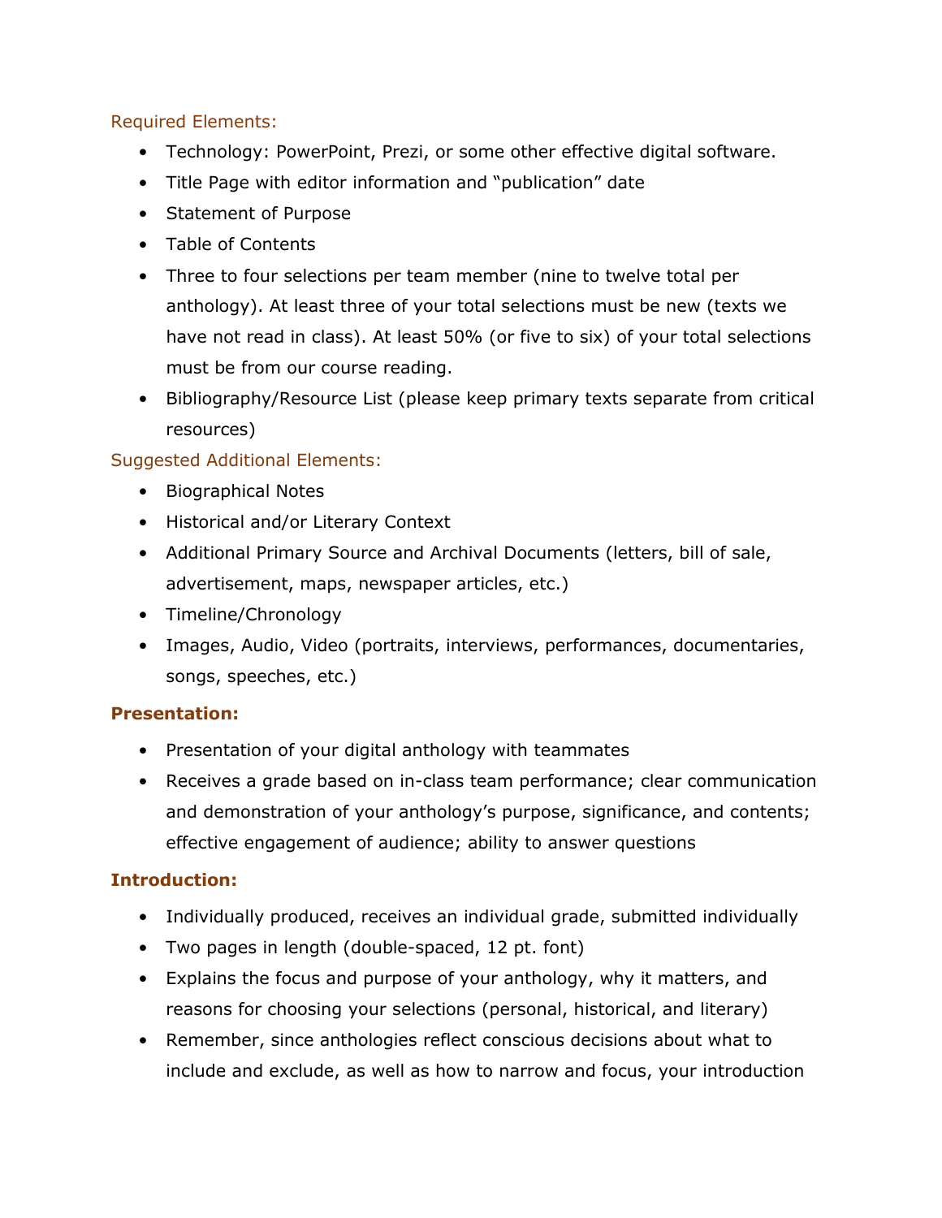Required Elements:

- Technology: PowerPoint, Prezi, or some other effective digital software.
- Title Page with editor information and "publication" date
- Statement of Purpose
- Table of Contents
- Three to four selections per team member (nine to twelve total per anthology). At least three of your total selections must be new (texts we have not read in class). At least 50% (or five to six) of your total selections must be from our course reading.
- Bibliography/Resource List (please keep primary texts separate from critical resources)

Suggested Additional Elements:

- Biographical Notes
- Historical and/or Literary Context
- Additional Primary Source and Archival Documents (letters, bill of sale, advertisement, maps, newspaper articles, etc.)
- Timeline/Chronology
- Images, Audio, Video (portraits, interviews, performances, documentaries, songs, speeches, etc.)

**Presentation:**

- Presentation of your digital anthology with teammates
- Receives a grade based on in-class team performance; clear communication and demonstration of your anthology's purpose, significance, and contents; effective engagement of audience; ability to answer questions

**Introduction:**

- Individually produced, receives an individual grade, submitted individually
- Two pages in length (double-spaced, 12 pt. font)
- Explains the focus and purpose of your anthology, why it matters, and reasons for choosing your selections (personal, historical, and literary)
- Remember, since anthologies reflect conscious decisions about what to include and exclude, as well as how to narrow and focus, your introduction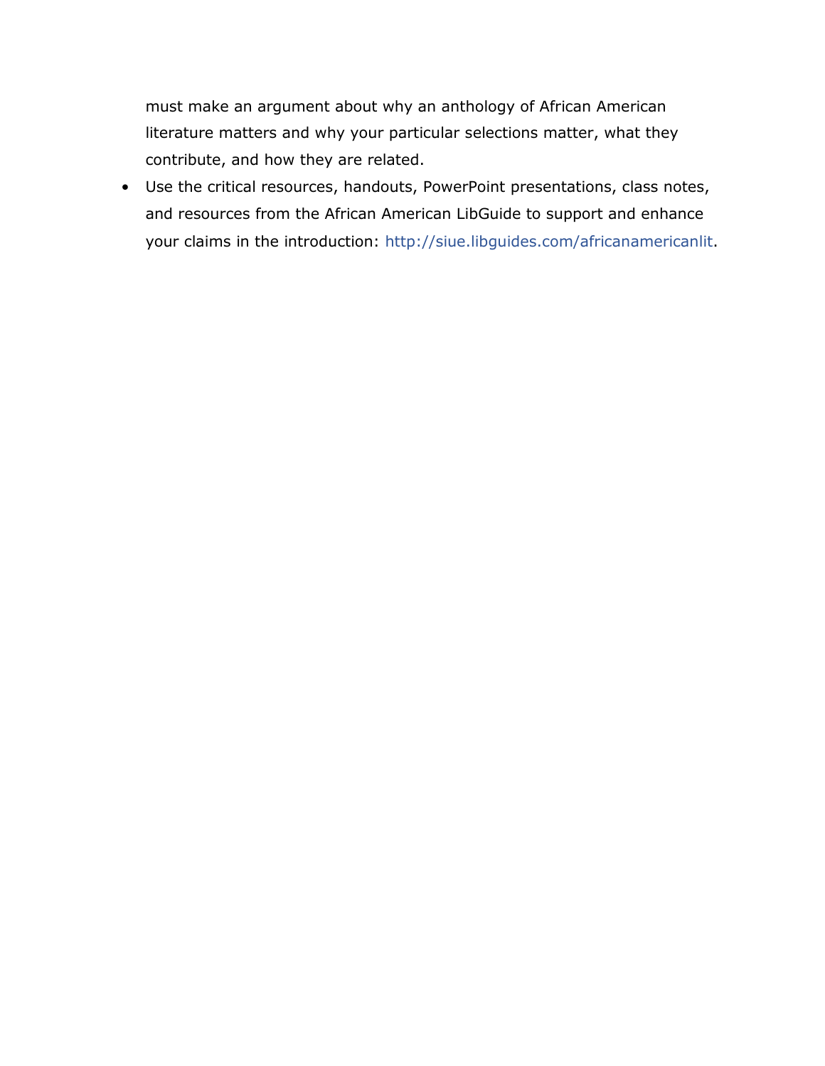must make an argument about why an anthology of African American literature matters and why your particular selections matter, what they contribute, and how they are related.

- Use the critical resources, handouts, PowerPoint presentations, class notes, and resources from the African American LibGuide to support and enhance your claims in the introduction: http://siue.libguides.com/africanamericanlit.